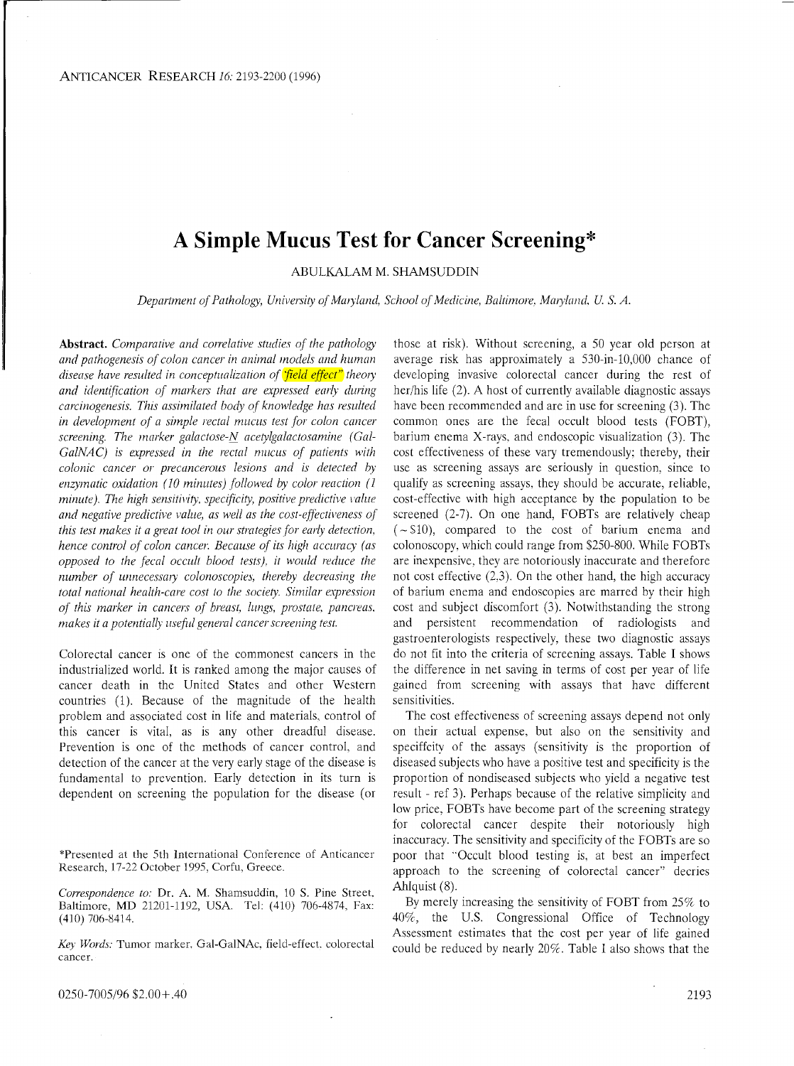# A Simple Mucus Test for Cancer Screening*

ABULKALAM M. SHAMSUDDIN

*Department of Pathology, University of Maryland, School of Medicine, Baltimore, Maryland, U. S. A.*

**Abstract.** *Comparative and correlative studies of the pathology and pathogenesis of colon cancer in animal models and human disease have resulted in conceptualization of "field effect" theory and identification of markers that are expressed early during carcinogenesis. This assimilated body of knowledge has resulted in development of a simple rectal mucus test for colon cancer screening. The marker galactose-N acetylgalactosamine (Gal-GalNAC) is expressed in the rectal mucus of patients with colonic cancer or precancerous lesions and is detected by enzymatic oxidation (10 minutes) followed by color reaction (1 minute). The high sensitivity, specificity, positive predictive value and negative predictive value, as well as the cost-effectiveness of this test makes it a great tool in our strategies for early detection, hence control of colon cancer. Because of its high accuracy (as opposed to the fecal occult blood tests), it would reduce the number of unnecessary colonoscopies, thereby decreasing the total national health-care cost to the society. Similar expression of this marker in cancers of breast, lungs, prostate, pancreas, makes it a potentially useful general cancer screening test.*

Colorectal cancer is one of the commonest cancers in the industrialized world. It is ranked among the major causes of cancer death in the United States and other Western countries (1). Because of the magnitude of the health problem and associated cost in life and materials, control of this cancer is vital, as is any other dreadful disease. Prevention is one of the methods of cancer control, and detection of the cancer at the very early stage of the disease is fundamental to prevention. Early detection in its turn is dependent on screening the population for the disease (or those at risk). Without screening, a 50 year old person at average risk has approximately a 530-in-10,000 chance of developing invasive colorectal cancer during the rest of her/his life (2). A host of currently available diagnostic assays have been recommended and are in use for screening (3). The common ones are the fecal occult blood tests (FOBT), barium enema X-rays, and endoscopic visualization (3). The cost effectiveness of these vary tremendously; thereby, their use as screening assays are seriously in question, since to qualify as screening assays, they should be accurate, reliable, cost-effective with high acceptance by the population to be screened (2-7). On one hand, FOBTs are relatively cheap (~$10), compared to the cost of barium enema and colonoscopy, which could range from $250-800. While FOBTs are inexpensive, they are notoriously inaccurate and therefore not cost effective (2,3). On the other hand, the high accuracy of barium enema and endoscopies are marred by their high cost and subject discomfort (3). Notwithstanding the strong and persistent recommendation of radiologists and gastroenterologists respectively, these two diagnostic assays do not fit into the criteria of screening assays. Table I shows the difference in net saving in terms of cost per year of life gained from screening with assays that have different sensitivities.

The cost effectiveness of screening assays depend not only on their actual expense, but also on the sensitivity and speciffcity of the assays (sensitivity is the proportion of diseased subjects who have a positive test and specificity is the proportion of nondiseased subjects who yield a negative test result - ref 3). Perhaps because of the relative simplicity and low price, FOBTs have become part of the screening strategy for colorectal cancer despite their notoriously high inaccuracy. The sensitivity and specificity of the FOBTs are so poor that "Occult blood testing is, at best an imperfect approach to the screening of colorectal cancer" decries Ahlquist (8).

By merely increasing the sensitivity of FOBT from 25% to 40%, the U.S. Congressional Office of Technology Assessment estimates that the cost per year of life gained could be reduced by nearly 20%. Table I also shows that the

*Presented at the 5th International Conference of Anticancer Research, 17-22 October 1995, Corfu, Greece.

*Correspondence to:* Dr. A. M. Shamsuddin, 10 S. Pine Street, Baltimore, MD 21201-1192, USA. Tel: (410) 706-4874, Fax: (410) 706-8414.

*Key Words:* Tumor marker, Gal-GalNAc, field-effect, colorectal cancer.

0250-7005/96 $2.00+.40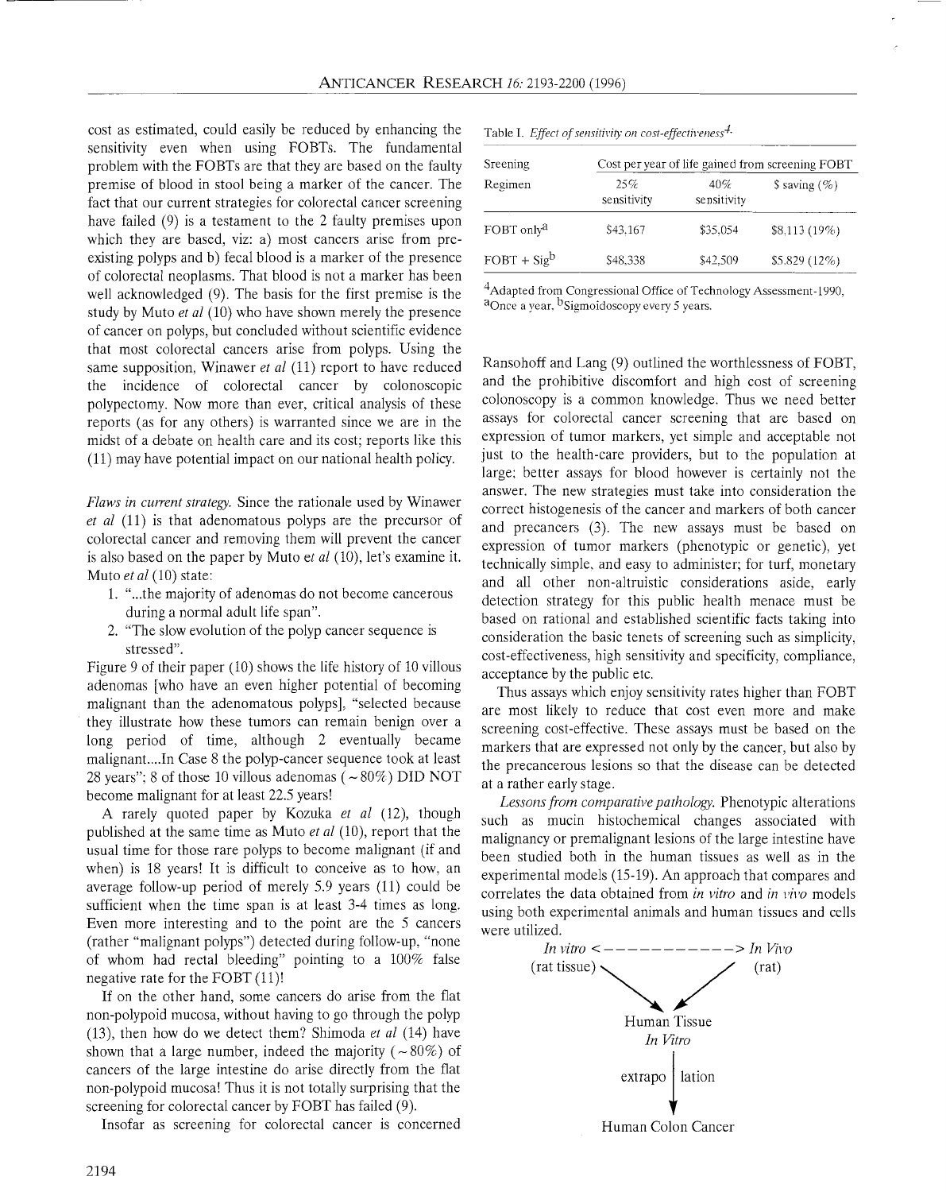cost as estimated, could easily be reduced by enhancing the sensitivity even when using FOBTs. The fundamental problem with the FOBTs are that they are based on the faulty premise of blood in stool being a marker of the cancer. The fact that our current strategies for colorectal cancer screening have failed (9) is a testament to the 2 faulty premises upon which they are based, viz: a) most cancers arise from pre-existing polyps and b) fecal blood is a marker of the presence of colorectal neoplasms. That blood is not a marker has been well acknowledged (9). The basis for the first premise is the study by Muto *et al* (10) who have shown merely the presence of cancer on polyps, but concluded without scientific evidence that most colorectal cancers arise from polyps. Using the same supposition, Winawer *et al* (11) report to have reduced the incidence of colorectal cancer by colonoscopic polypectomy. Now more than ever, critical analysis of these reports (as for any others) is warranted since we are in the midst of a debate on health care and its cost; reports like this (11) may have potential impact on our national health policy.

*Flaws in current strategy.* Since the rationale used by Winawer *et al* (11) is that adenomatous polyps are the precursor of colorectal cancer and removing them will prevent the cancer is also based on the paper by Muto *et al* (10), let's examine it. Muto *et al* (10) state:

1. "...the majority of adenomas do not become cancerous during a normal adult life span".
2. "The slow evolution of the polyp cancer sequence is stressed".

Figure 9 of their paper (10) shows the life history of 10 villous adenomas [who have an even higher potential of becoming malignant than the adenomatous polyps], "selected because they illustrate how these tumors can remain benign over a long period of time, although 2 eventually became malignant....In Case 8 the polyp-cancer sequence took at least 28 years"; 8 of those 10 villous adenomas (~80%) DID NOT become malignant for at least 22.5 years!

A rarely quoted paper by Kozuka *et al* (12), though published at the same time as Muto *et al* (10), report that the usual time for those rare polyps to become malignant (if and when) is 18 years! It is difficult to conceive as to how, an average follow-up period of merely 5.9 years (11) could be sufficient when the time span is at least 3-4 times as long. Even more interesting and to the point are the 5 cancers (rather "malignant polyps") detected during follow-up, "none of whom had rectal bleeding" pointing to a 100% false negative rate for the FOBT (11)!

If on the other hand, some cancers do arise from the flat non-polypoid mucosa, without having to go through the polyp (13), then how do we detect them? Shimoda *et al* (14) have shown that a large number, indeed the majority (~80%) of cancers of the large intestine do arise directly from the flat non-polypoid mucosa! Thus it is not totally surprising that the screening for colorectal cancer by FOBT has failed (9).

Insofar as screening for colorectal cancer is concerned Ransohoff and Lang (9) outlined the worthlessness of FOBT, and the prohibitive discomfort and high cost of screening colonoscopy is a common knowledge. Thus we need better assays for colorectal cancer screening that are based on expression of tumor markers, yet simple and acceptable not just to the health-care providers, but to the population at large; better assays for blood however is certainly not the answer. The new strategies must take into consideration the correct histogenesis of the cancer and markers of both cancer and precancers (3). The new assays must be based on expression of tumor markers (phenotypic or genetic), yet technically simple, and easy to administer; for turf, monetary and all other non-altruistic considerations aside, early detection strategy for this public health menace must be based on rational and established scientific facts taking into consideration the basic tenets of screening such as simplicity, cost-effectiveness, high sensitivity and specificity, compliance, acceptance by the public etc.

Table I. *Effect of sensitivity on cost-effectiveness*[4].

| Sreening Regimen | Cost per year of life gained from screening FOBT | | |
|---|---|---|---|
| | 25% sensitivity | 40% sensitivity | $ saving (%) |
| FOBT only[a] | $43,167 | $35,054 | $8,113 (19%) |
| FOBT + Sig[b] | $48,338 | $42,509 | $5,829 (12%) |

[4]Adapted from Congressional Office of Technology Assessment-1990, [a]Once a year, [b]Sigmoidoscopy every 5 years.

Thus assays which enjoy sensitivity rates higher than FOBT are most likely to reduce that cost even more and make screening cost-effective. These assays must be based on the markers that are expressed not only by the cancer, but also by the precancerous lesions so that the disease can be detected at a rather early stage.

*Lessons from comparative pathology.* Phenotypic alterations such as mucin histochemical changes associated with malignancy or premalignant lesions of the large intestine have been studied both in the human tissues as well as in the experimental models (15-19). An approach that compares and correlates the data obtained from *in vitro* and *in vivo* models using both experimental animals and human tissues and cells were utilized.

```
In vitro <-----------> In Vivo
(rat tissue)              (rat)
        \               /
         v             v
          Human Tissue
            In Vitro
               |
          extrapolation
               |
               v
       Human Colon Cancer
```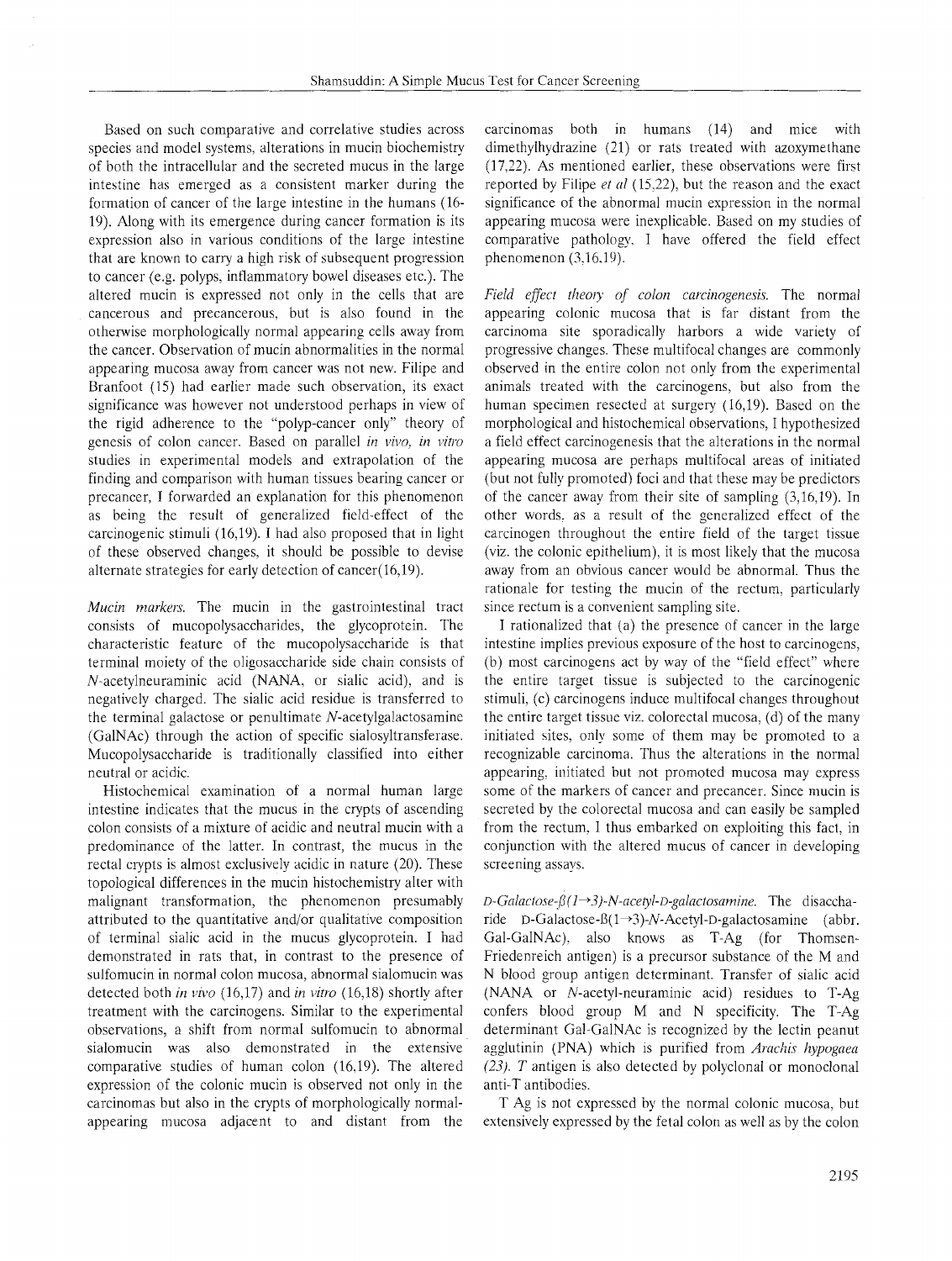Based on such comparative and correlative studies across species and model systems, alterations in mucin biochemistry of both the intracellular and the secreted mucus in the large intestine has emerged as a consistent marker during the formation of cancer of the large intestine in the humans (16-19). Along with its emergence during cancer formation is its expression also in various conditions of the large intestine that are known to carry a high risk of subsequent progression to cancer (e.g. polyps, inflammatory bowel diseases etc.). The altered mucin is expressed not only in the cells that are cancerous and precancerous, but is also found in the otherwise morphologically normal appearing cells away from the cancer. Observation of mucin abnormalities in the normal appearing mucosa away from cancer was not new. Filipe and Branfoot (15) had earlier made such observation, its exact significance was however not understood perhaps in view of the rigid adherence to the "polyp-cancer only" theory of genesis of colon cancer. Based on parallel *in vivo, in vitro* studies in experimental models and extrapolation of the finding and comparison with human tissues bearing cancer or precancer, I forwarded an explanation for this phenomenon as being the result of generalized field-effect of the carcinogenic stimuli (16,19). I had also proposed that in light of these observed changes, it should be possible to devise alternate strategies for early detection of cancer(16,19).

*Mucin markers.* The mucin in the gastrointestinal tract consists of mucopolysaccharides, the glycoprotein. The characteristic feature of the mucopolysaccharide is that terminal moiety of the oligosaccharide side chain consists of *N*-acetylneuraminic acid (NANA, or sialic acid), and is negatively charged. The sialic acid residue is transferred to the terminal galactose or penultimate *N*-acetylgalactosamine (GalNAc) through the action of specific sialosyltransferase. Mucopolysaccharide is traditionally classified into either neutral or acidic.

Histochemical examination of a normal human large intestine indicates that the mucus in the crypts of ascending colon consists of a mixture of acidic and neutral mucin with a predominance of the latter. In contrast, the mucus in the rectal crypts is almost exclusively acidic in nature (20). These topological differences in the mucin histochemistry alter with malignant transformation, the phenomenon presumably attributed to the quantitative and/or qualitative composition of terminal sialic acid in the mucus glycoprotein. I had demonstrated in rats that, in contrast to the presence of sulfomucin in normal colon mucosa, abnormal sialomucin was detected both *in vivo* (16,17) and *in vitro* (16,18) shortly after treatment with the carcinogens. Similar to the experimental observations, a shift from normal sulfomucin to abnormal sialomucin was also demonstrated in the extensive comparative studies of human colon (16,19). The altered expression of the colonic mucin is observed not only in the carcinomas but also in the crypts of morphologically normal-appearing mucosa adjacent to and distant from the carcinomas both in humans (14) and mice with dimethylhydrazine (21) or rats treated with azoxymethane (17,22). As mentioned earlier, these observations were first reported by Filipe *et al* (15,22), but the reason and the exact significance of the abnormal mucin expression in the normal appearing mucosa were inexplicable. Based on my studies of comparative pathology, I have offered the field effect phenomenon (3,16,19).

*Field effect theory of colon carcinogenesis.* The normal appearing colonic mucosa that is far distant from the carcinoma site sporadically harbors a wide variety of progressive changes. These multifocal changes are commonly observed in the entire colon not only from the experimental animals treated with the carcinogens, but also from the human specimen resected at surgery (16,19). Based on the morphological and histochemical observations, I hypothesized a field effect carcinogenesis that the alterations in the normal appearing mucosa are perhaps multifocal areas of initiated (but not fully promoted) foci and that these may be predictors of the cancer away from their site of sampling (3,16,19). In other words, as a result of the generalized effect of the carcinogen throughout the entire field of the target tissue (viz. the colonic epithelium), it is most likely that the mucosa away from an obvious cancer would be abnormal. Thus the rationale for testing the mucin of the rectum, particularly since rectum is a convenient sampling site.

I rationalized that (a) the presence of cancer in the large intestine implies previous exposure of the host to carcinogens, (b) most carcinogens act by way of the "field effect" where the entire target tissue is subjected to the carcinogenic stimuli, (c) carcinogens induce multifocal changes throughout the entire target tissue viz. colorectal mucosa, (d) of the many initiated sites, only some of them may be promoted to a recognizable carcinoma. Thus the alterations in the normal appearing, initiated but not promoted mucosa may express some of the markers of cancer and precancer. Since mucin is secreted by the colorectal mucosa and can easily be sampled from the rectum, I thus embarked on exploiting this fact, in conjunction with the altered mucus of cancer in developing screening assays.

*D-Galactose-β(1→3)-N-acetyl-D-galactosamine.* The disaccharide D-Galactose-ß(1→3)-*N*-Acetyl-D-galactosamine (abbr. Gal-GalNAc), also knows as T-Ag (for Thomsen-Friedenreich antigen) is a precursor substance of the M and N blood group antigen determinant. Transfer of sialic acid (NANA or *N*-acetyl-neuraminic acid) residues to T-Ag confers blood group M and N specificity. The T-Ag determinant Gal-GalNAc is recognized by the lectin peanut agglutinin (PNA) which is purified from *Arachis hypogaea (23). T* antigen is also detected by polyclonal or monoclonal anti-T antibodies.

T Ag is not expressed by the normal colonic mucosa, but extensively expressed by the fetal colon as well as by the colon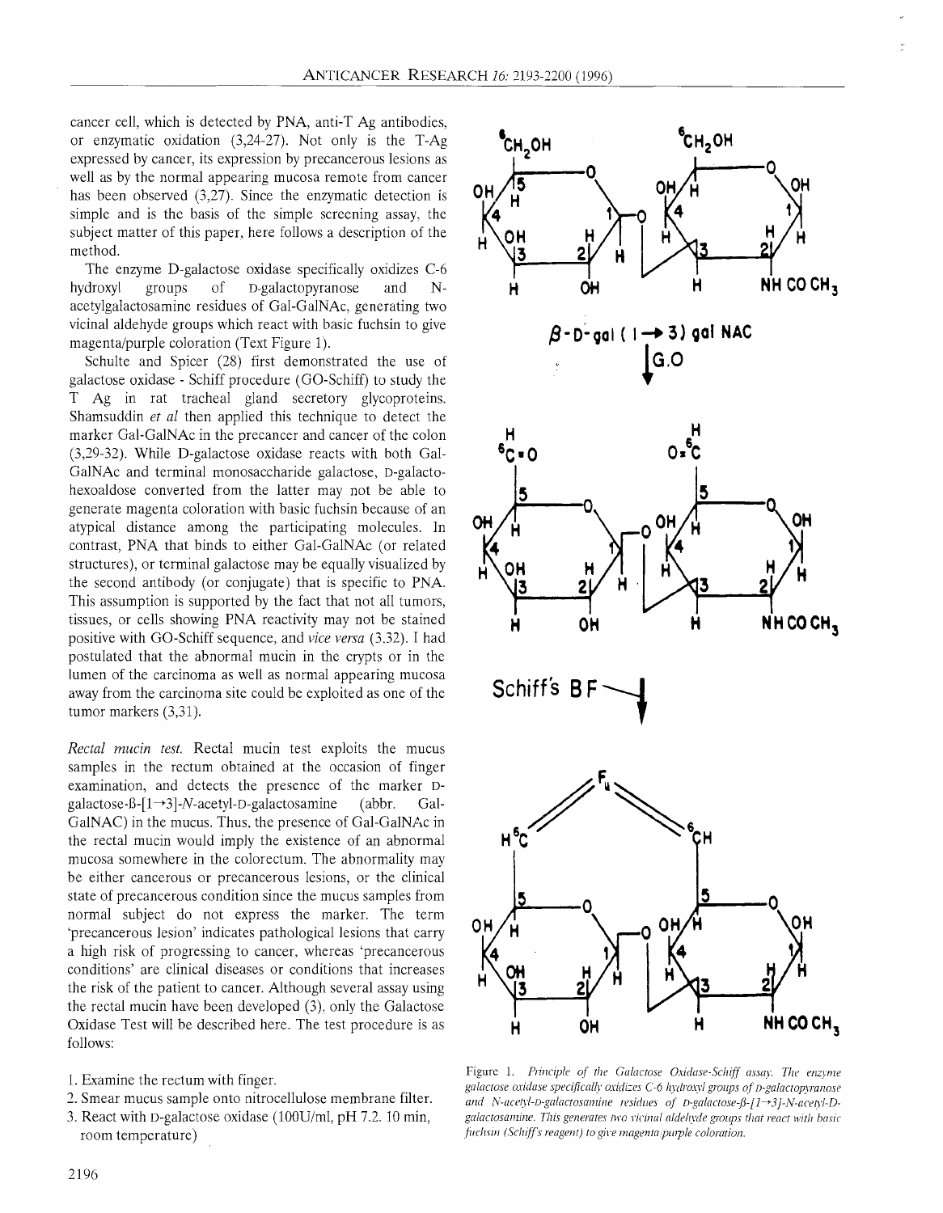cancer cell, which is detected by PNA, anti-T Ag antibodies, or enzymatic oxidation (3,24-27). Not only is the T-Ag expressed by cancer, its expression by precancerous lesions as well as by the normal appearing mucosa remote from cancer has been observed (3,27). Since the enzymatic detection is simple and is the basis of the simple screening assay, the subject matter of this paper, here follows a description of the method.

The enzyme D-galactose oxidase specifically oxidizes C-6 hydroxyl groups of D-galactopyranose and N-acetylgalactosamine residues of Gal-GalNAc, generating two vicinal aldehyde groups which react with basic fuchsin to give magenta/purple coloration (Text Figure 1).

Schulte and Spicer (28) first demonstrated the use of galactose oxidase - Schiff procedure (GO-Schiff) to study the T Ag in rat tracheal gland secretory glycoproteins. Shamsuddin *et al* then applied this technique to detect the marker Gal-GalNAc in the precancer and cancer of the colon (3,29-32). While D-galactose oxidase reacts with both Gal-GalNAc and terminal monosaccharide galactose, D-galacto-hexoaldose converted from the latter may not be able to generate magenta coloration with basic fuchsin because of an atypical distance among the participating molecules. In contrast, PNA that binds to either Gal-GalNAc (or related structures), or terminal galactose may be equally visualized by the second antibody (or conjugate) that is specific to PNA. This assumption is supported by the fact that not all tumors, tissues, or cells showing PNA reactivity may not be stained positive with GO-Schiff sequence, and *vice versa* (3,32). I had postulated that the abnormal mucin in the crypts or in the lumen of the carcinoma as well as normal appearing mucosa away from the carcinoma site could be exploited as one of the tumor markers (3,31).

*Rectal mucin test.* Rectal mucin test exploits the mucus samples in the rectum obtained at the occasion of finger examination, and detects the presence of the marker D-galactose-ß-[1→3]-*N*-acetyl-D-galactosamine (abbr. Gal-GalNAC) in the mucus. Thus, the presence of Gal-GalNAc in the rectal mucin would imply the existence of an abnormal mucosa somewhere in the colorectum. The abnormality may be either cancerous or precancerous lesions, or the clinical state of precancerous condition since the mucus samples from normal subject do not express the marker. The term 'precancerous lesion' indicates pathological lesions that carry a high risk of progressing to cancer, whereas 'precancerous conditions' are clinical diseases or conditions that increases the risk of the patient to cancer. Although several assay using the rectal mucin have been developed (3), only the Galactose Oxidase Test will be described here. The test procedure is as follows:

1. Examine the rectum with finger.
2. Smear mucus sample onto nitrocellulose membrane filter.
3. React with D-galactose oxidase (100U/ml, pH 7.2. 10 min, room temperature)

Figure 1. *Principle of the Galactose Oxidase-Schiff assay. The enzyme galactose oxidase specifically oxidizes C-6 hydroxyl groups of D-galactopyranose and N-acetyl-D-galactosamine residues of D-galactose-β-[1→3]-N-acetyl-D-galactosamine. This generates two vicinal aldehyde groups that react with basic fuchsin (Schiff's reagent) to give magenta/purple coloration.*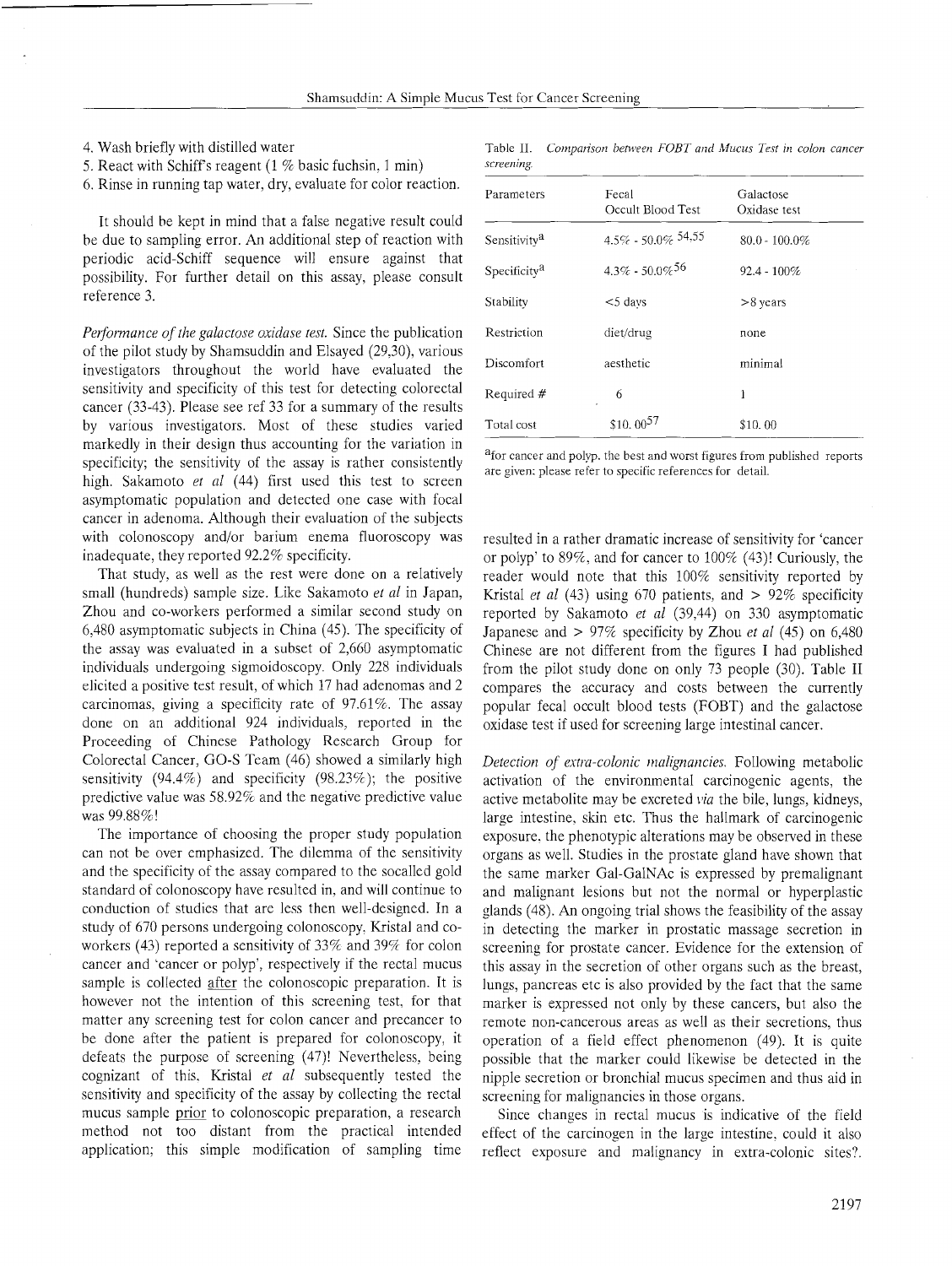4. Wash briefly with distilled water
5. React with Schiff's reagent (1 % basic fuchsin, 1 min)
6. Rinse in running tap water, dry, evaluate for color reaction.

It should be kept in mind that a false negative result could be due to sampling error. An additional step of reaction with periodic acid-Schiff sequence will ensure against that possibility. For further detail on this assay, please consult reference 3.

*Performance of the galactose oxidase test.* Since the publication of the pilot study by Shamsuddin and Elsayed (29,30), various investigators throughout the world have evaluated the sensitivity and specificity of this test for detecting colorectal cancer (33-43). Please see ref 33 for a summary of the results by various investigators. Most of these studies varied markedly in their design thus accounting for the variation in specificity; the sensitivity of the assay is rather consistently high. Sakamoto *et al* (44) first used this test to screen asymptomatic population and detected one case with focal cancer in adenoma. Although their evaluation of the subjects with colonoscopy and/or barium enema fluoroscopy was inadequate, they reported 92.2% specificity.

That study, as well as the rest were done on a relatively small (hundreds) sample size. Like Sakamoto *et al* in Japan, Zhou and co-workers performed a similar second study on 6,480 asymptomatic subjects in China (45). The specificity of the assay was evaluated in a subset of 2,660 asymptomatic individuals undergoing sigmoidoscopy. Only 228 individuals elicited a positive test result, of which 17 had adenomas and 2 carcinomas, giving a specificity rate of 97.61%. The assay done on an additional 924 individuals, reported in the Proceeding of Chinese Pathology Research Group for Colorectal Cancer, GO-S Team (46) showed a similarly high sensitivity (94.4%) and specificity (98.23%); the positive predictive value was 58.92% and the negative predictive value was 99.88%!

The importance of choosing the proper study population can not be over emphasized. The dilemma of the sensitivity and the specificity of the assay compared to the socalled gold standard of colonoscopy have resulted in, and will continue to conduction of studies that are less then well-designed. In a study of 670 persons undergoing colonoscopy, Kristal and co-workers (43) reported a sensitivity of 33% and 39% for colon cancer and 'cancer or polyp', respectively if the rectal mucus sample is collected after the colonoscopic preparation. It is however not the intention of this screening test, for that matter any screening test for colon cancer and precancer to be done after the patient is prepared for colonoscopy, it defeats the purpose of screening (47)! Nevertheless, being cognizant of this, Kristal *et al* subsequently tested the sensitivity and specificity of the assay by collecting the rectal mucus sample prior to colonoscopic preparation, a research method not too distant from the practical intended application; this simple modification of sampling time resulted in a rather dramatic increase of sensitivity for 'cancer or polyp' to 89%, and for cancer to 100% (43)! Curiously, the reader would note that this 100% sensitivity reported by Kristal *et al* (43) using 670 patients, and > 92% specificity reported by Sakamoto *et al* (39,44) on 330 asymptomatic Japanese and > 97% specificity by Zhou *et al* (45) on 6,480 Chinese are not different from the figures I had published from the pilot study done on only 73 people (30). Table II compares the accuracy and costs between the currently popular fecal occult blood tests (FOBT) and the galactose oxidase test if used for screening large intestinal cancer.

Table II. *Comparison between FOBT and Mucus Test in colon cancer screening.*

| Parameters | Fecal Occult Blood Test | Galactose Oxidase test |
|---|---|---|
| Sensitivity[a] | 4.5% - 50.0% [54,55] | 80.0 - 100.0% |
| Specificity[a] | 4.3% - 50.0% [56] | 92.4 - 100% |
| Stability | <5 days | >8 years |
| Restriction | diet/drug | none |
| Discomfort | aesthetic | minimal |
| Required # | 6 | 1 |
| Total cost | $10.00 [57] | $10.00 |

[a]for cancer and polyp. the best and worst figures from published reports are given: please refer to specific references for detail.

*Detection of extra-colonic malignancies.* Following metabolic activation of the environmental carcinogenic agents, the active metabolite may be excreted *via* the bile, lungs, kidneys, large intestine, skin etc. Thus the hallmark of carcinogenic exposure, the phenotypic alterations may be observed in these organs as well. Studies in the prostate gland have shown that the same marker Gal-GalNAc is expressed by premalignant and malignant lesions but not the normal or hyperplastic glands (48). An ongoing trial shows the feasibility of the assay in detecting the marker in prostatic massage secretion in screening for prostate cancer. Evidence for the extension of this assay in the secretion of other organs such as the breast, lungs, pancreas etc is also provided by the fact that the same marker is expressed not only by these cancers, but also the remote non-cancerous areas as well as their secretions, thus operation of a field effect phenomenon (49). It is quite possible that the marker could likewise be detected in the nipple secretion or bronchial mucus specimen and thus aid in screening for malignancies in those organs.

Since changes in rectal mucus is indicative of the field effect of the carcinogen in the large intestine, could it also reflect exposure and malignancy in extra-colonic sites?.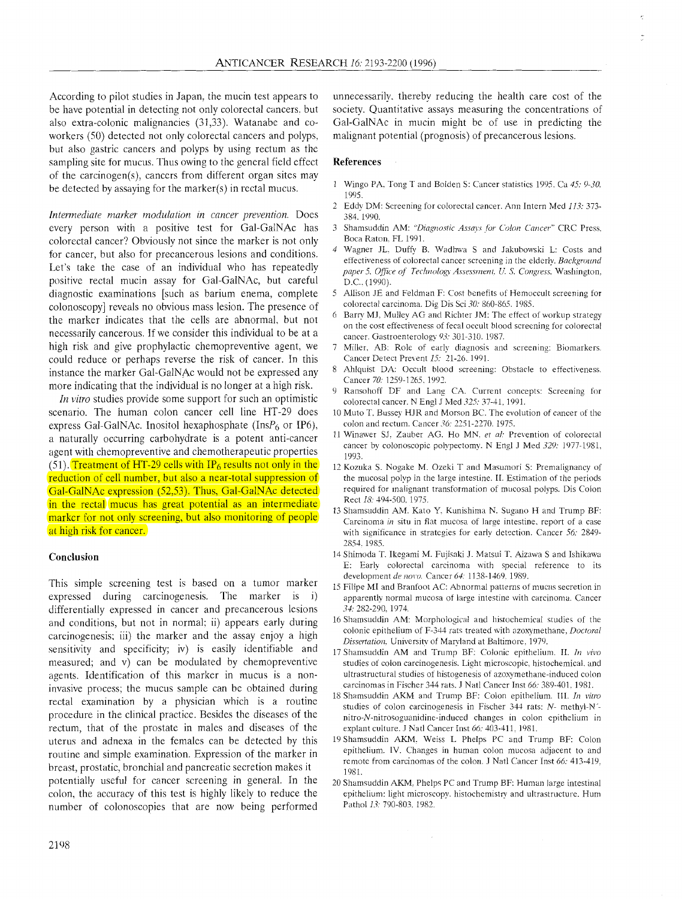According to pilot studies in Japan, the mucin test appears to be have potential in detecting not only colorectal cancers, but also extra-colonic malignancies (31,33). Watanabe and co-workers (50) detected not only colorectal cancers and polyps, but also gastric cancers and polyps by using rectum as the sampling site for mucus. Thus owing to the general field effect of the carcinogen(s), cancers from different organ sites may be detected by assaying for the marker(s) in rectal mucus.

*Intermediate marker modulation in cancer prevention.* Does every person with a positive test for Gal-GalNAc has colorectal cancer? Obviously not since the marker is not only for cancer, but also for precancerous lesions and conditions. Let's take the case of an individual who has repeatedly positive rectal mucin assay for Gal-GalNAc, but careful diagnostic examinations [such as barium enema, complete colonoscopy] reveals no obvious mass lesion. The presence of the marker indicates that the cells are abnormal, but not necessarily cancerous. If we consider this individual to be at a high risk and give prophylactic chemopreventive agent, we could reduce or perhaps reverse the risk of cancer. In this instance the marker Gal-GalNAc would not be expressed any more indicating that the individual is no longer at a high risk.

*In vitro* studies provide some support for such an optimistic scenario. The human colon cancer cell line HT-29 does express Gal-GalNAc. Inositol hexaphosphate ($InsP_6$ or IP6), a naturally occurring carbohydrate is a potent anti-cancer agent with chemopreventive and chemotherapeutic properties (51). Treatment of HT-29 cells with $IP_6$ results not only in the reduction of cell number, but also a near-total suppression of Gal-GalNAc expression (52,53). Thus, Gal-GalNAc detected in the rectal mucus has great potential as an intermediate marker for not only screening, but also monitoring of people at high risk for cancer.

## Conclusion

This simple screening test is based on a tumor marker expressed during carcinogenesis. The marker is i) differentially expressed in cancer and precancerous lesions and conditions, but not in normal; ii) appears early during carcinogenesis; iii) the marker and the assay enjoy a high sensitivity and specificity; iv) is easily identifiable and measured; and v) can be modulated by chemopreventive agents. Identification of this marker in mucus is a non-invasive process; the mucus sample can be obtained during rectal examination by a physician which is a routine procedure in the clinical practice. Besides the diseases of the rectum, that of the prostate in males and diseases of the uterus and adnexa in the females can be detected by this routine and simple examination. Expression of the marker in breast, prostatic, bronchial and pancreatic secretion makes it potentially useful for cancer screening in general. In the colon, the accuracy of this test is highly likely to reduce the number of colonoscopies that are now being performed unnecessarily, thereby reducing the health care cost of the society. Quantitative assays measuring the concentrations of Gal-GalNAc in mucin might be of use in predicting the malignant potential (prognosis) of precancerous lesions.

## References

1. Wingo PA, Tong T and Bolden S: Cancer statistics 1995. Ca *45:* 9-30, 1995.
2. Eddy DM: Screening for colorectal cancer. Ann Intern Med *113:* 373-384, 1990.
3. Shamsuddin AM: *"Diagnostic Assays for Colon Cancer"* CRC Press, Boca Raton, FL 1991.
4. Wagner JL, Duffy B, Wadhwa S and Jakubowski L: Costs and effectiveness of colorectal cancer screening in the elderly. *Background paper 5. Office of Technology Assessment, U. S. Congress.* Washington, D.C., (1990).
5. Allison JE and Feldman F: Cost benefits of Hemoccult screening for colorectal carcinoma. Dig Dis Sci *30:* 860-865, 1985.
6. Barry MJ, Mulley AG and Richter JM: The effect of workup strategy on the cost effectiveness of fecal occult blood screening for colorectal cancer. Gastroenterology *93:* 301-310, 1987.
7. Miller, AB: Role of early diagnosis and screening: Biomarkers. Cancer Detect Prevent *15:* 21-26, 1991.
8. Ahlquist DA: Occult blood screening: Obstacle to effectiveness. Cancer *70:* 1259-1265, 1992.
9. Ransohoff DF and Lang CA. Current concepts: Screening for colorectal cancer. N Engl J Med *325:* 37-41, 1991.
10. Muto T, Bussey HJR and Morson BC. The evolution of cancer of the colon and rectum. Cancer *36:* 2251-2270, 1975.
11. Winawer SJ, Zauber AG, Ho MN, *et al:* Prevention of colorectal cancer by colonoscopic polypectomy. N Engl J Med *329:* 1977-1981, 1993.
12. Kozuka S, Nogake M, Ozeki T and Masumori S: Premalignancy of the mucosal polyp in the large intestine. II. Estimation of the periods required for malignant transformation of mucosal polyps. Dis Colon Rect *18:* 494-500, 1975.
13. Shamsuddin AM, Kato Y, Kunishima N, Sugano H and Trump BF: Carcinoma *in situ* in flat mucosa of large intestine, report of a case with significance in strategies for early detection. Cancer *56:* 2849-2854, 1985.
14. Shimoda T, Ikegami M, Fujisaki J, Matsui T, Aizawa S and Ishikawa E: Early colorectal carcinoma with special reference to its development *de novo*. Cancer *64:* 1138-1469, 1989.
15. Filipe MI and Branfoot AC: Abnormal patterns of mucus secretion in apparently normal mucosa of large intestine with carcinoma. Cancer *34:* 282-290, 1974.
16. Shamsuddin AM: Morphological and histochemical studies of the colonic epithelium of F-344 rats treated with azoxymethane, *Doctoral Dissertation*, University of Maryland at Baltimore, 1979.
17. Shamsuddin AM and Trump BF: Colonic epithelium. II. *In vivo* studies of colon carcinogenesis. Light microscopic, histochemical, and ultrastructural studies of histogenesis of azoxymethane-induced colon carcinomas in Fischer 344 rats. J Natl Cancer Inst *66:* 389-401, 1981.
18. Shamsuddin AKM and Trump BF: Colon epithelium. III. *In vitro* studies of colon carcinogenesis in Fischer 344 rats: N- methyl-N'-nitro-N-nitrosoguanidine-induced changes in colon epithelium in explant culture. J Natl Cancer Inst *66:* 403-411, 1981.
19. Shamsuddin AKM, Weiss L Phelps PC and Trump BF: Colon epithelium. IV. Changes in human colon mucosa adjacent to and remote from carcinomas of the colon. J Natl Cancer Inst *66:* 413-419, 1981.
20. Shamsuddin AKM, Phelps PC and Trump BF: Human large intestinal epithelium: light microscopy, histochemistry and ultrastructure. Hum Pathol *13:* 790-803, 1982.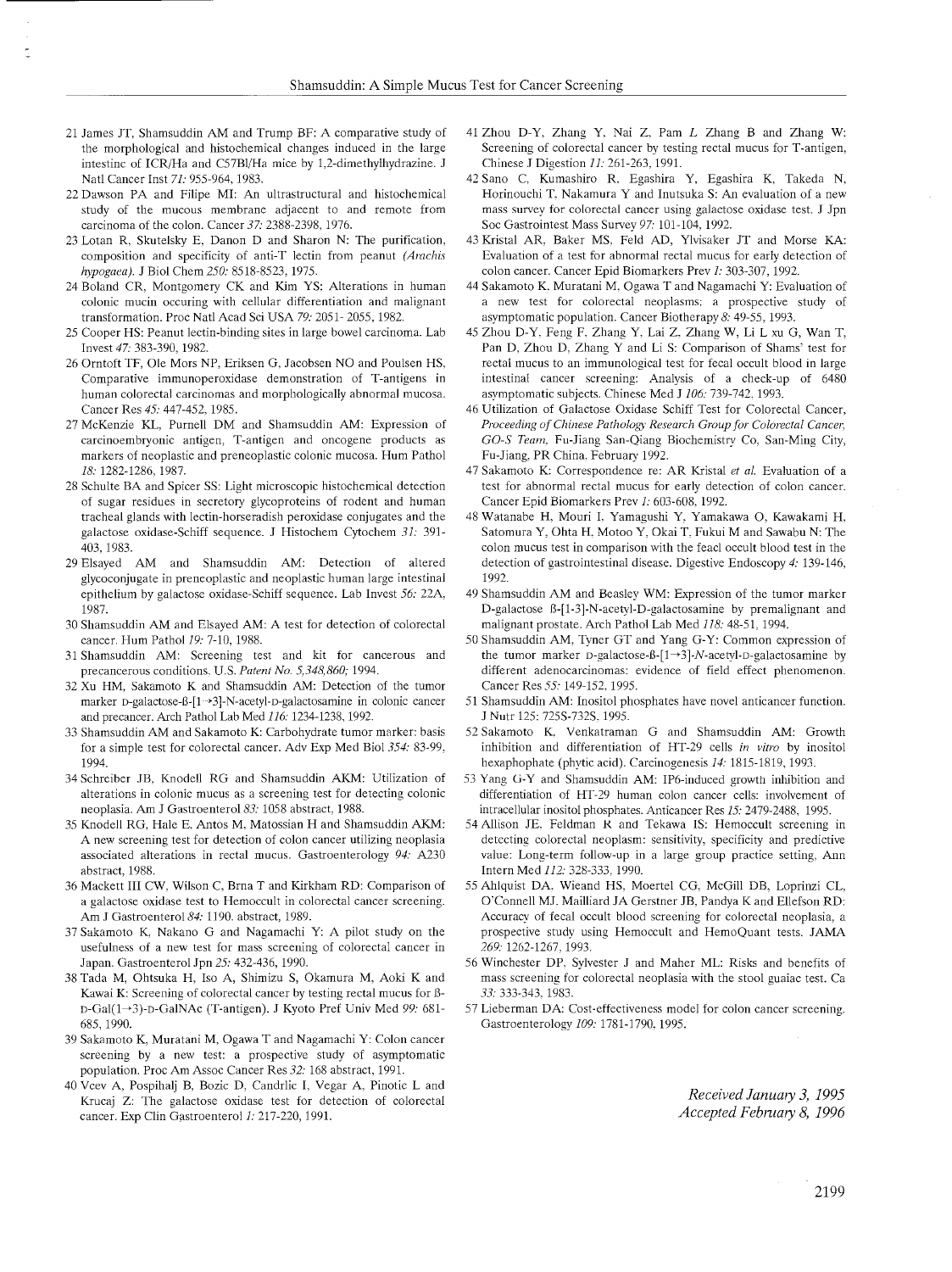21 James JT, Shamsuddin AM and Trump BF: A comparative study of the morphological and histochemical changes induced in the large intestine of ICR/Ha and C57Bl/Ha mice by 1,2-dimethylhydrazine. J Natl Cancer Inst *71:* 955-964, 1983.

22 Dawson PA and Filipe MI: An ultrastructural and histochemical study of the mucous membrane adjacent to and remote from carcinoma of the colon. Cancer *37:* 2388-2398, 1976.

23 Lotan R, Skutelsky E, Danon D and Sharon N: The purification, composition and specificity of anti-T lectin from peanut *(Arachis hypogaea).* J Biol Chem *250:* 8518-8523, 1975.

24 Boland CR, Montgomery CK and Kim YS: Alterations in human colonic mucin occuring with cellular differentiation and malignant transformation. Proc Natl Acad Sci USA *79:* 2051-2055, 1982.

25 Cooper HS: Peanut lectin-binding sites in large bowel carcinoma. Lab Invest *47:* 383-390, 1982.

26 Orntoft TF, Ole Mors NP, Eriksen G, Jacobsen NO and Poulsen HS. Comparative immunoperoxidase demonstration of T-antigens in human colorectal carcinomas and morphologically abnormal mucosa. Cancer Res *45:* 447-452, 1985.

27 McKenzie KL, Purnell DM and Shamsuddin AM: Expression of carcinoembryonic antigen, T-antigen and oncogene products as markers of neoplastic and preneoplastic colonic mucosa. Hum Pathol *18:* 1282-1286, 1987.

28 Schulte BA and Spicer SS: Light microscopic histochemical detection of sugar residues in secretory glycoproteins of rodent and human tracheal glands with lectin-horseradish peroxidase conjugates and the galactose oxidase-Schiff sequence. J Histochem Cytochem *31:* 391-403, 1983.

29 Elsayed AM and Shamsuddin AM: Detection of altered glycoconjugate in preneoplastic and neoplastic human large intestinal epithelium by galactose oxidase-Schiff sequence. Lab Invest *56:* 22A, 1987.

30 Shamsuddin AM and Elsayed AM: A test for detection of colorectal cancer. Hum Pathol *19:* 7-10, 1988.

31 Shamsuddin AM: Screening test and kit for cancerous and precancerous conditions. U.S. *Patent No. 5,348,860;* 1994.

32 Xu HM, Sakamoto K and Shamsuddin AM: Detection of the tumor marker D-galactose-ß-[1→3]-N-acetyl-D-galactosamine in colonic cancer and precancer. Arch Pathol Lab Med *116:* 1234-1238, 1992.

33 Shamsuddin AM and Sakamoto K: Carbohydrate tumor marker: basis for a simple test for colorectal cancer. Adv Exp Med Biol *354:* 83-99, 1994.

34 Schreiber JB, Knodell RG and Shamsuddin AKM: Utilization of alterations in colonic mucus as a screening test for detecting colonic neoplasia. Am J Gastroenterol *83:* 1058 abstract, 1988.

35 Knodell RG, Hale E, Antos M, Matossian H and Shamsuddin AKM: A new screening test for detection of colon cancer utilizing neoplasia associated alterations in rectal mucus. Gastroenterology *94:* A230 abstract, 1988.

36 Mackett III CW, Wilson C, Brna T and Kirkham RD: Comparison of a galactose oxidase test to Hemoccult in colorectal cancer screening. Am J Gastroenterol *84:* 1190. abstract, 1989.

37 Sakamoto K, Nakano G and Nagamachi Y: A pilot study on the usefulness of a new test for mass screening of colorectal cancer in Japan. Gastroenterol Jpn *25:* 432-436, 1990.

38 Tada M, Ohtsuka H, Iso A, Shimizu S, Okamura M, Aoki K and Kawai K: Screening of colorectal cancer by testing rectal mucus for ß-D-Gal(1→3)-D-GalNAc (T-antigen). J Kyoto Pref Univ Med *99:* 681-685, 1990.

39 Sakamoto K, Muratani M, Ogawa T and Nagamachi Y: Colon cancer screening by a new test: a prospective study of asymptomatic population. Proc Am Assoc Cancer Res *32:* 168 abstract, 1991.

40 Vcev A, Pospihalj B, Bozic D, Candrlic I, Vegar A, Pinotic L and Krucaj Z: The galactose oxidase test for detection of colorectal cancer. Exp Clin Gastroenterol *1:* 217-220, 1991.

41 Zhou D-Y, Zhang Y, Nai Z, Pam *L* Zhang B and Zhang W: Screening of colorectal cancer by testing rectal mucus for T-antigen, Chinese J Digestion *11:* 261-263, 1991.

42 Sano C, Kumashiro R, Egashira Y, Egashira K, Takeda N, Horinouchi T, Nakamura Y and Inutsuka S: An evaluation of a new mass survey for colorectal cancer using galactose oxidase test. J Jpn Soc Gastrointest Mass Survey *97:* 101-104, 1992.

43 Kristal AR, Baker MS, Feld AD, Ylvisaker JT and Morse KA: Evaluation of a test for abnormal rectal mucus for early detection of colon cancer. Cancer Epid Biomarkers Prev *1:* 303-307, 1992.

44 Sakamoto K, Muratani M, Ogawa T and Nagamachi Y: Evaluation of a new test for colorectal neoplasms; a prospective study of asymptomatic population. Cancer Biotherapy *8:* 49-55, 1993.

45 Zhou D-Y, Feng F, Zhang Y, Lai Z, Zhang W, Li L xu G, Wan T, Pan D, Zhou D, Zhang Y and Li S: Comparison of Shams' test for rectal mucus to an immunological test for fecal occult blood in large intestinal cancer screening: Analysis of a check-up of 6480 asymptomatic subjects. Chinese Med J *106:* 739-742, 1993.

46 Utilization of Galactose Oxidase Schiff Test for Colorectal Cancer, *Proceeding of Chinese Pathology Research Group for Colorectal Cancer, GO-S Team,* Fu-Jiang San-Qiang Biochemistry Co, San-Ming City, Fu-Jiang, PR China. February 1992.

47 Sakamoto K: Correspondence re: AR Kristal *et al.* Evaluation of a test for abnormal rectal mucus for early detection of colon cancer. Cancer Epid Biomarkers Prev *1:* 603-608, 1992.

48 Watanabe H, Mouri I, Yamagushi Y, Yamakawa O, Kawakami H, Satomura Y, Ohta H, Motoo Y, Okai T, Fukui M and Sawabu N: The colon mucus test in comparison with the feacl occult blood test in the detection of gastrointestinal disease. Digestive Endoscopy *4:* 139-146, 1992.

49 Shamsuddin AM and Beasley WM: Expression of the tumor marker D-galactose ß-[1-3]-N-acetyl-D-galactosamine by premalignant and malignant prostate. Arch Pathol Lab Med *118:* 48-51, 1994.

50 Shamsuddin AM, Tyner GT and Yang G-Y: Common expression of the tumor marker D-galactose-ß-[1→3]-*N*-acetyl-D-galactosamine by different adenocarcinomas: evidence of field effect phenomenon. Cancer Res *55:* 149-152, 1995.

51 Shamsuddin AM: Inositol phosphates have novel anticancer function. J Nutr 125: 725S-732S, 1995.

52 Sakamoto K, Venkatraman G and Shamsuddin AM: Growth inhibition and differentiation of HT-29 cells *in vitro* by inositol hexaphosphate (phytic acid). Carcinogenesis *14:* 1815-1819, 1993.

53 Yang G-Y and Shamsuddin AM: IP6-induced growth inhibition and differentiation of HT-29 human colon cancer cells: involvement of intracellular inositol phosphates. Anticancer Res *15:* 2479-2488, 1995.

54 Allison JE, Feldman R and Tekawa IS: Hemoccult screening in detecting colorectal neoplasm: sensitivity, specificity and predictive value: Long-term follow-up in a large group practice setting, Ann Intern Med *112:* 328-333, 1990.

55 Ahlquist DA, Wieand HS, Moertel CG, McGill DB, Loprinzi CL, O'Connell MJ, Mailliard JA Gerstner JB, Pandya K and Ellefson RD: Accuracy of fecal occult blood screening for colorectal neoplasia, a prospective study using Hemoccult and HemoQuant tests. JAMA *269:* 1262-1267, 1993.

56 Winchester DP, Sylvester J and Maher ML: Risks and benefits of mass screening for colorectal neoplasia with the stool guaiac test. Ca *33:* 333-343, 1983.

57 Lieberman DA: Cost-effectiveness model for colon cancer screening. Gastroenterology *109:* 1781-1790, 1995.

*Received January 3, 1995*
*Accepted February 8, 1996*